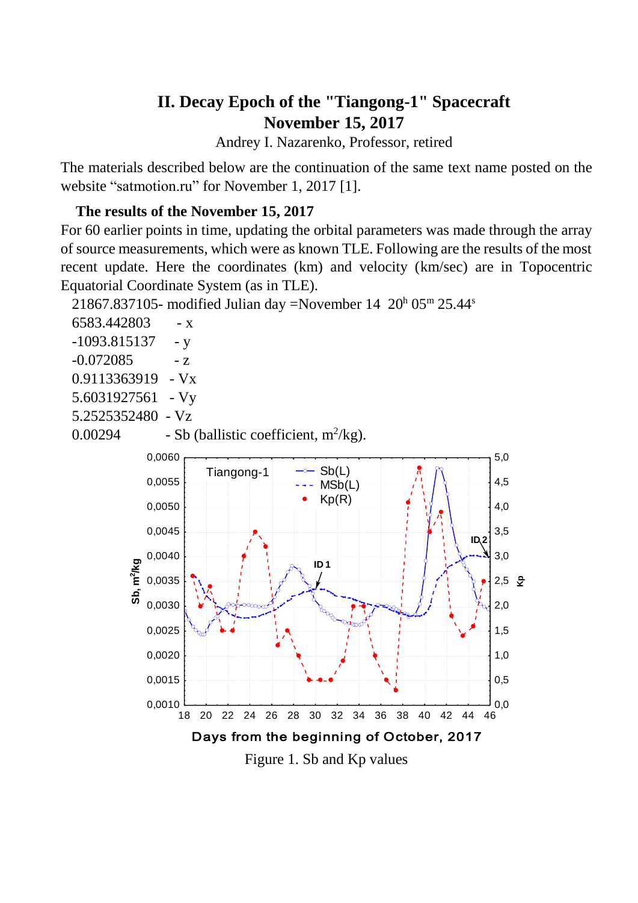# II. Decay Epoch of the "Tiangong-1" Spacecraft
## November 15, 2017

Andrey I. Nazarenko, Professor, retired

The materials described below are the continuation of the same text name posted on the website “satmotion.ru” for November 1, 2017 [1].

### The results of the November 15, 2017

For 60 earlier points in time, updating the orbital parameters was made through the array of source measurements, which were as known TLE. Following are the results of the most recent update. Here the coordinates (km) and velocity (km/sec) are in Topocentric Equatorial Coordinate System (as in TLE).

21867.837105- modified Julian day =November 14 $20^h$ $05^m$ $25.44^s$

6583.442803 - x

-1093.815137 - y

-0.072085 - z

0.9113363919 - Vx

5.6031927561 - Vy

5.2525352480 - Vz

0.00294 - Sb (ballistic coefficient, $m^2/kg$).

Figure 1. Sb and Kp values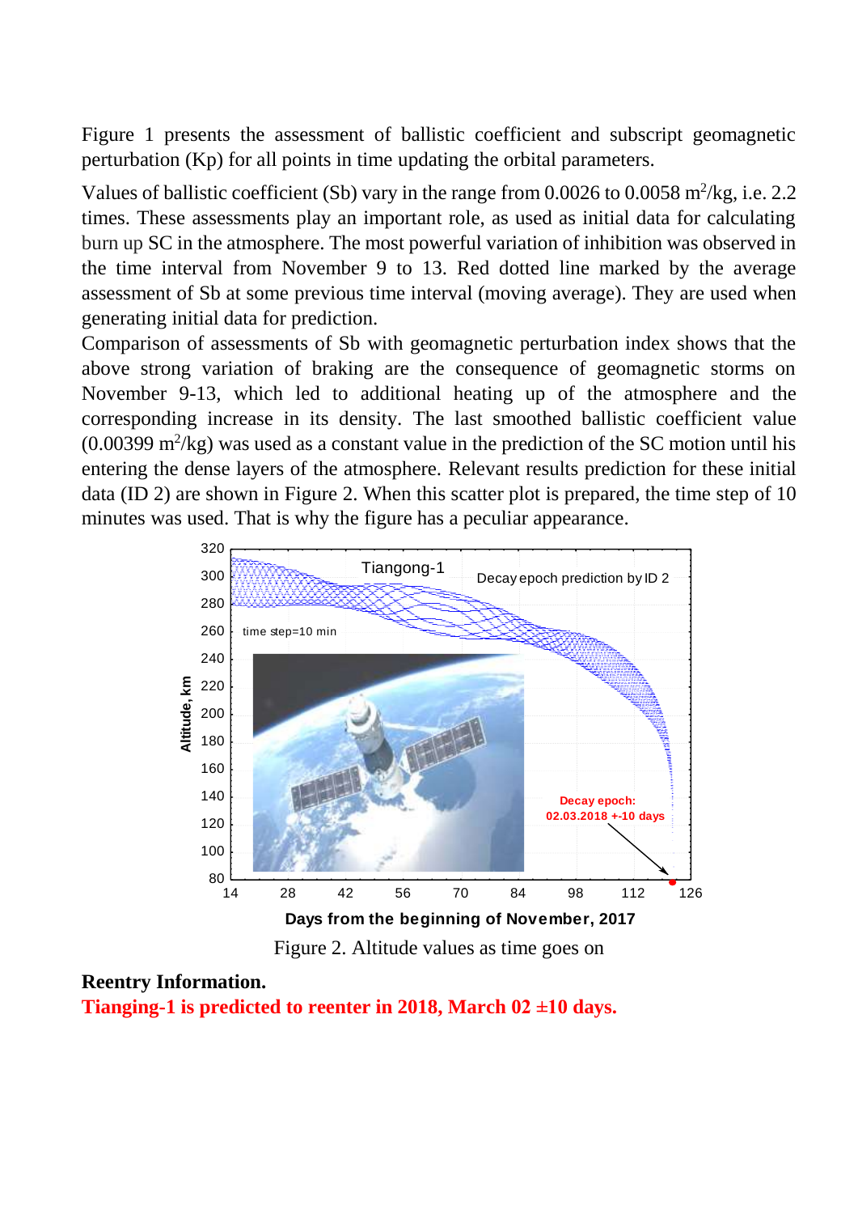Figure 1 presents the assessment of ballistic coefficient and subscript geomagnetic perturbation (Kp) for all points in time updating the orbital parameters.

Values of ballistic coefficient (Sb) vary in the range from 0.0026 to 0.0058 $m^2/kg$, i.e. 2.2 times. These assessments play an important role, as used as initial data for calculating burn up SC in the atmosphere. The most powerful variation of inhibition was observed in the time interval from November 9 to 13. Red dotted line marked by the average assessment of Sb at some previous time interval (moving average). They are used when generating initial data for prediction.

Comparison of assessments of Sb with geomagnetic perturbation index shows that the above strong variation of braking are the consequence of geomagnetic storms on November 9-13, which led to additional heating up of the atmosphere and the corresponding increase in its density. The last smoothed ballistic coefficient value (0.00399 $m^2/kg$) was used as a constant value in the prediction of the SC motion until his entering the dense layers of the atmosphere. Relevant results prediction for these initial data (ID 2) are shown in Figure 2. When this scatter plot is prepared, the time step of 10 minutes was used. That is why the figure has a peculiar appearance.

Figure 2. Altitude values as time goes on

**Reentry Information.**

**Tianging-1 is predicted to reenter in 2018, March 02 ±10 days.**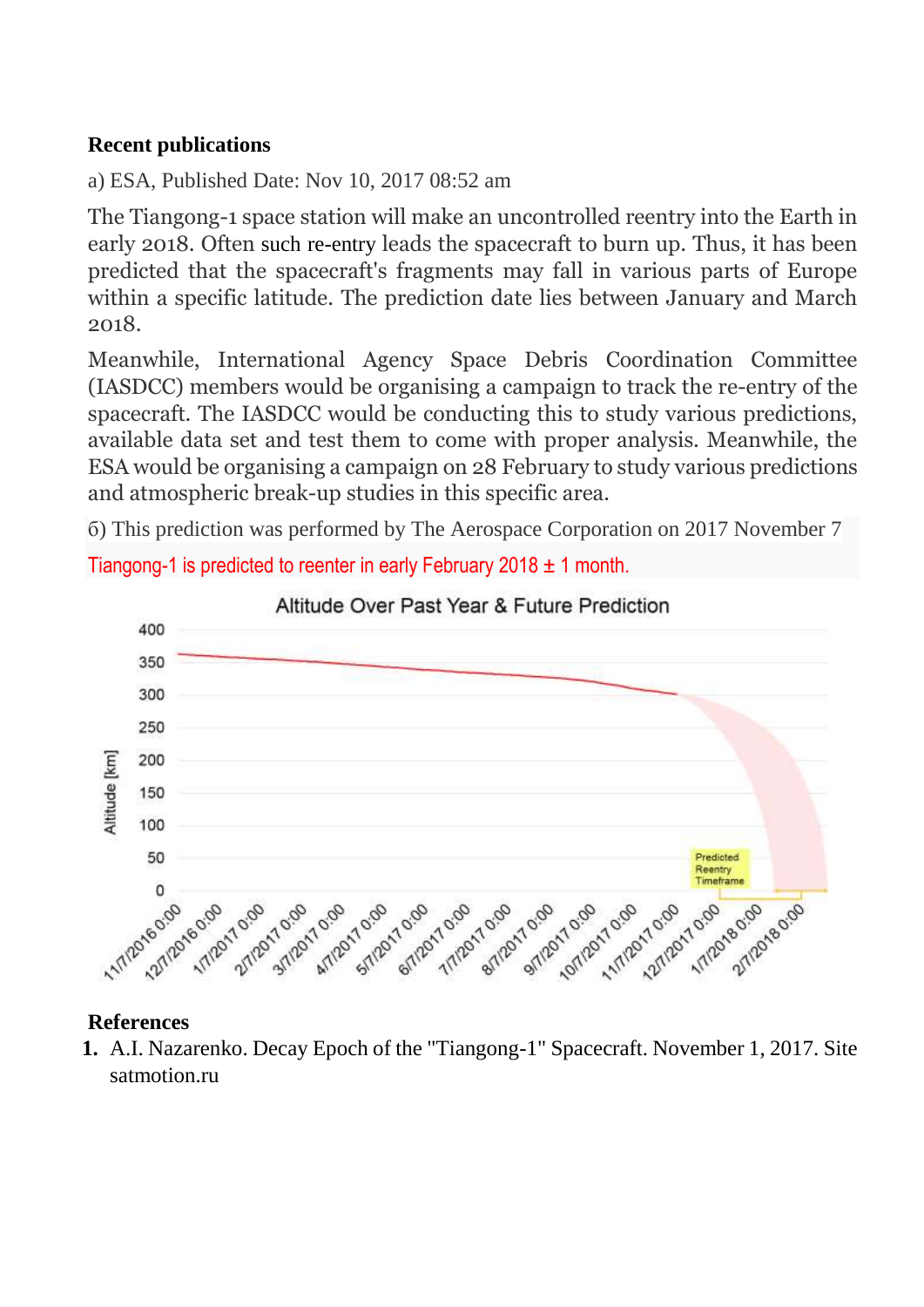**Recent publications**

a) ESA, Published Date: Nov 10, 2017 08:52 am

The Tiangong-1 space station will make an uncontrolled reentry into the Earth in early 2018. Often such re-entry leads the spacecraft to burn up. Thus, it has been predicted that the spacecraft's fragments may fall in various parts of Europe within a specific latitude. The prediction date lies between January and March 2018.

Meanwhile, International Agency Space Debris Coordination Committee (IASDCC) members would be organising a campaign to track the re-entry of the spacecraft. The IASDCC would be conducting this to study various predictions, available data set and test them to come with proper analysis. Meanwhile, the ESA would be organising a campaign on 28 February to study various predictions and atmospheric break-up studies in this specific area.

б) This prediction was performed by The Aerospace Corporation on 2017 November 7

Tiangong-1 is predicted to reenter in early February 2018 ± 1 month.

Altitude Over Past Year & Future Prediction

Altitude [km]

400
350
300
250
200
150
100
50
0

Predicted Reentry Timeframe

11/7/2016 0:00
12/7/2016 0:00
1/7/2017 0:00
2/7/2017 0:00
3/7/2017 0:00
4/7/2017 0:00
5/7/2017 0:00
6/7/2017 0:00
7/7/2017 0:00
8/7/2017 0:00
9/7/2017 0:00
10/7/2017 0:00
11/7/2017 0:00
12/7/2017 0:00
1/7/2018 0:00
2/7/2018 0:00

**References**

1. A.I. Nazarenko. Decay Epoch of the "Tiangong-1" Spacecraft. November 1, 2017. Site satmotion.ru